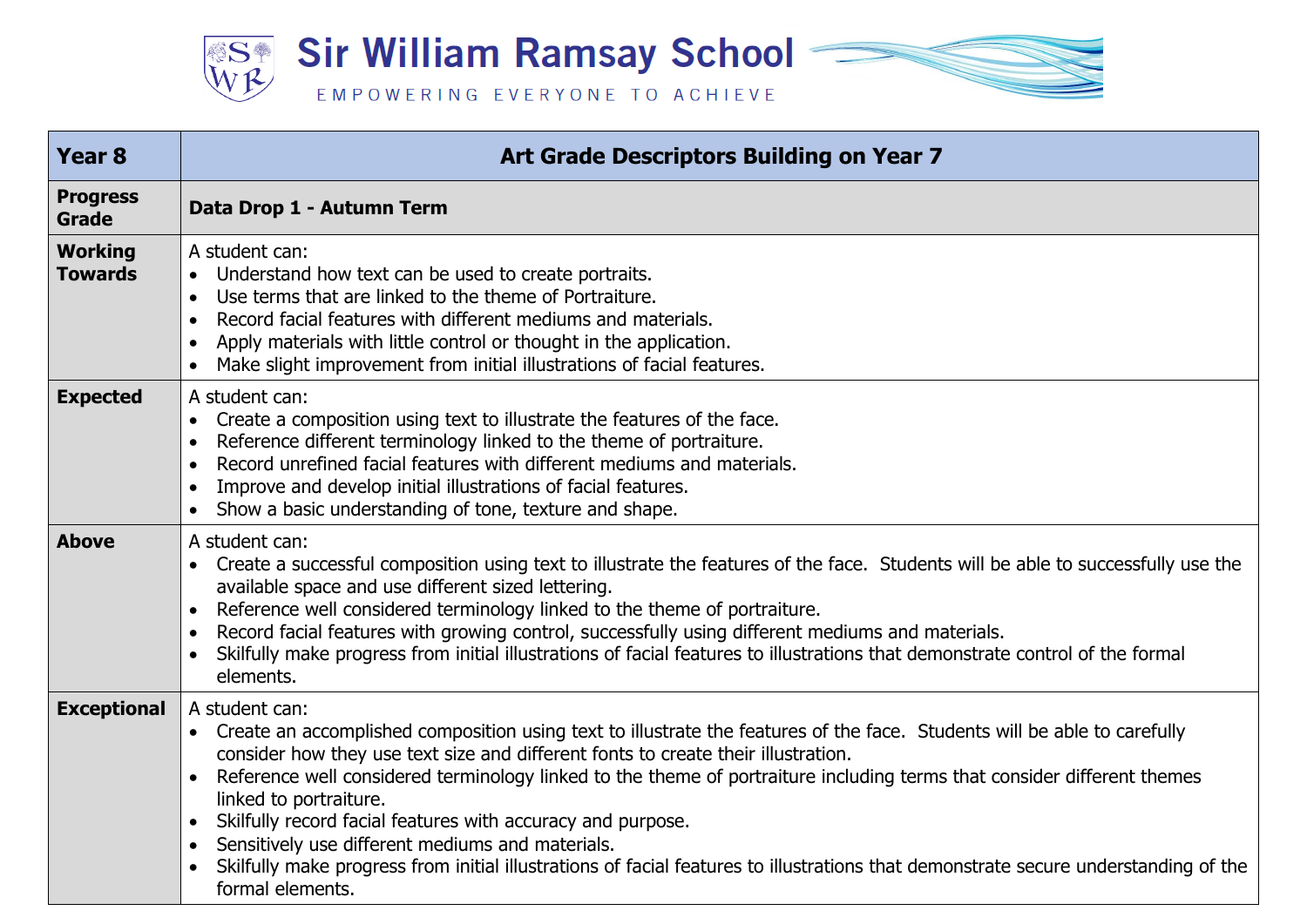# Sir William Ramsay School

EMPOWERING EVERYONE TO ACHIEVE

| Year 8 | Art Grade Descriptors Building on Year 7 |
|---|---|
| **Progress Grade** | **Data Drop 1 - Autumn Term** |
| **Working Towards** | A student can:<br>• Understand how text can be used to create portraits.<br>• Use terms that are linked to the theme of Portraiture.<br>• Record facial features with different mediums and materials.<br>• Apply materials with little control or thought in the application.<br>• Make slight improvement from initial illustrations of facial features. |
| **Expected** | A student can:<br>• Create a composition using text to illustrate the features of the face.<br>• Reference different terminology linked to the theme of portraiture.<br>• Record unrefined facial features with different mediums and materials.<br>• Improve and develop initial illustrations of facial features.<br>• Show a basic understanding of tone, texture and shape. |
| **Above** | A student can:<br>• Create a successful composition using text to illustrate the features of the face. Students will be able to successfully use the available space and use different sized lettering.<br>• Reference well considered terminology linked to the theme of portraiture.<br>• Record facial features with growing control, successfully using different mediums and materials.<br>• Skilfully make progress from initial illustrations of facial features to illustrations that demonstrate control of the formal elements. |
| **Exceptional** | A student can:<br>• Create an accomplished composition using text to illustrate the features of the face. Students will be able to carefully consider how they use text size and different fonts to create their illustration.<br>• Reference well considered terminology linked to the theme of portraiture including terms that consider different themes linked to portraiture.<br>• Skilfully record facial features with accuracy and purpose.<br>• Sensitively use different mediums and materials.<br>• Skilfully make progress from initial illustrations of facial features to illustrations that demonstrate secure understanding of the formal elements. |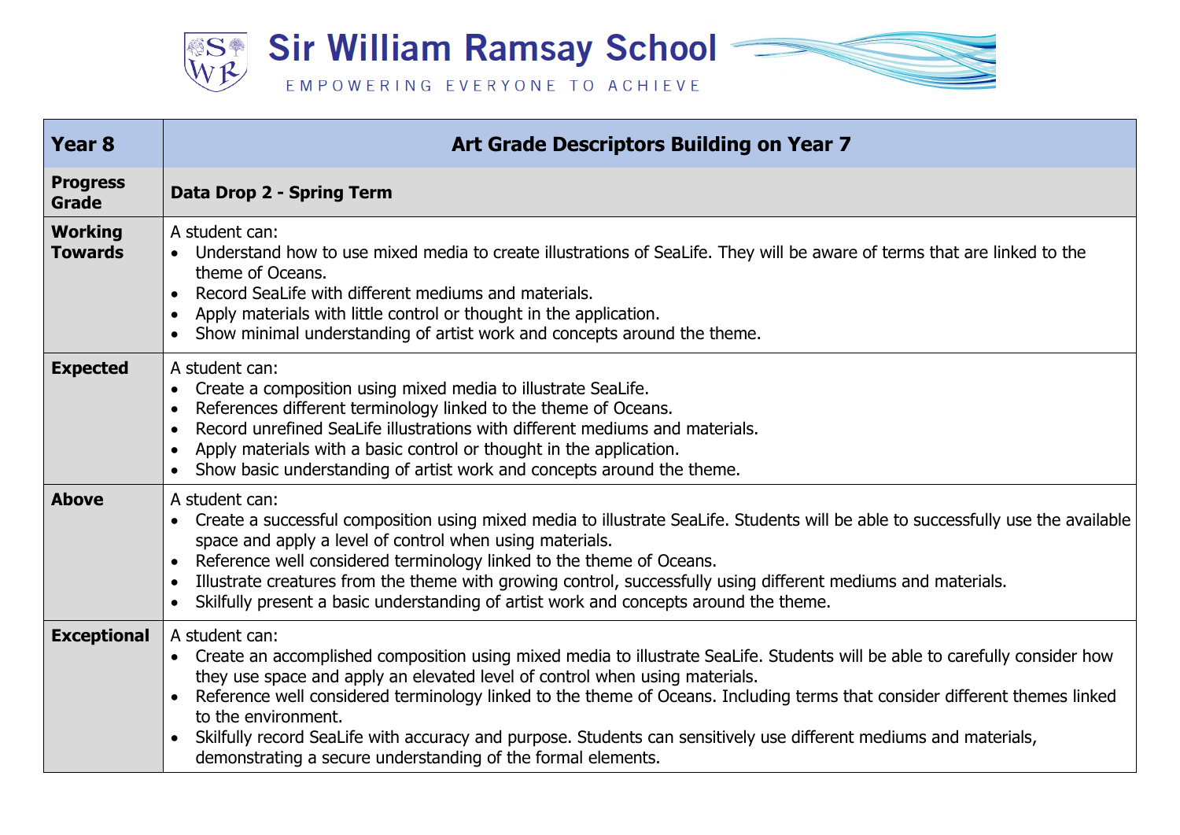# Sir William Ramsay School

EMPOWERING EVERYONE TO ACHIEVE

| Year 8 | Art Grade Descriptors Building on Year 7 |
|---|---|
| **Progress Grade** | **Data Drop 2 - Spring Term** |
| **Working Towards** | A student can:<br>• Understand how to use mixed media to create illustrations of SeaLife. They will be aware of terms that are linked to the theme of Oceans.<br>• Record SeaLife with different mediums and materials.<br>• Apply materials with little control or thought in the application.<br>• Show minimal understanding of artist work and concepts around the theme. |
| **Expected** | A student can:<br>• Create a composition using mixed media to illustrate SeaLife.<br>• References different terminology linked to the theme of Oceans.<br>• Record unrefined SeaLife illustrations with different mediums and materials.<br>• Apply materials with a basic control or thought in the application.<br>• Show basic understanding of artist work and concepts around the theme. |
| **Above** | A student can:<br>• Create a successful composition using mixed media to illustrate SeaLife. Students will be able to successfully use the available space and apply a level of control when using materials.<br>• Reference well considered terminology linked to the theme of Oceans.<br>• Illustrate creatures from the theme with growing control, successfully using different mediums and materials.<br>• Skilfully present a basic understanding of artist work and concepts around the theme. |
| **Exceptional** | A student can:<br>• Create an accomplished composition using mixed media to illustrate SeaLife. Students will be able to carefully consider how they use space and apply an elevated level of control when using materials.<br>• Reference well considered terminology linked to the theme of Oceans. Including terms that consider different themes linked to the environment.<br>• Skilfully record SeaLife with accuracy and purpose. Students can sensitively use different mediums and materials, demonstrating a secure understanding of the formal elements. |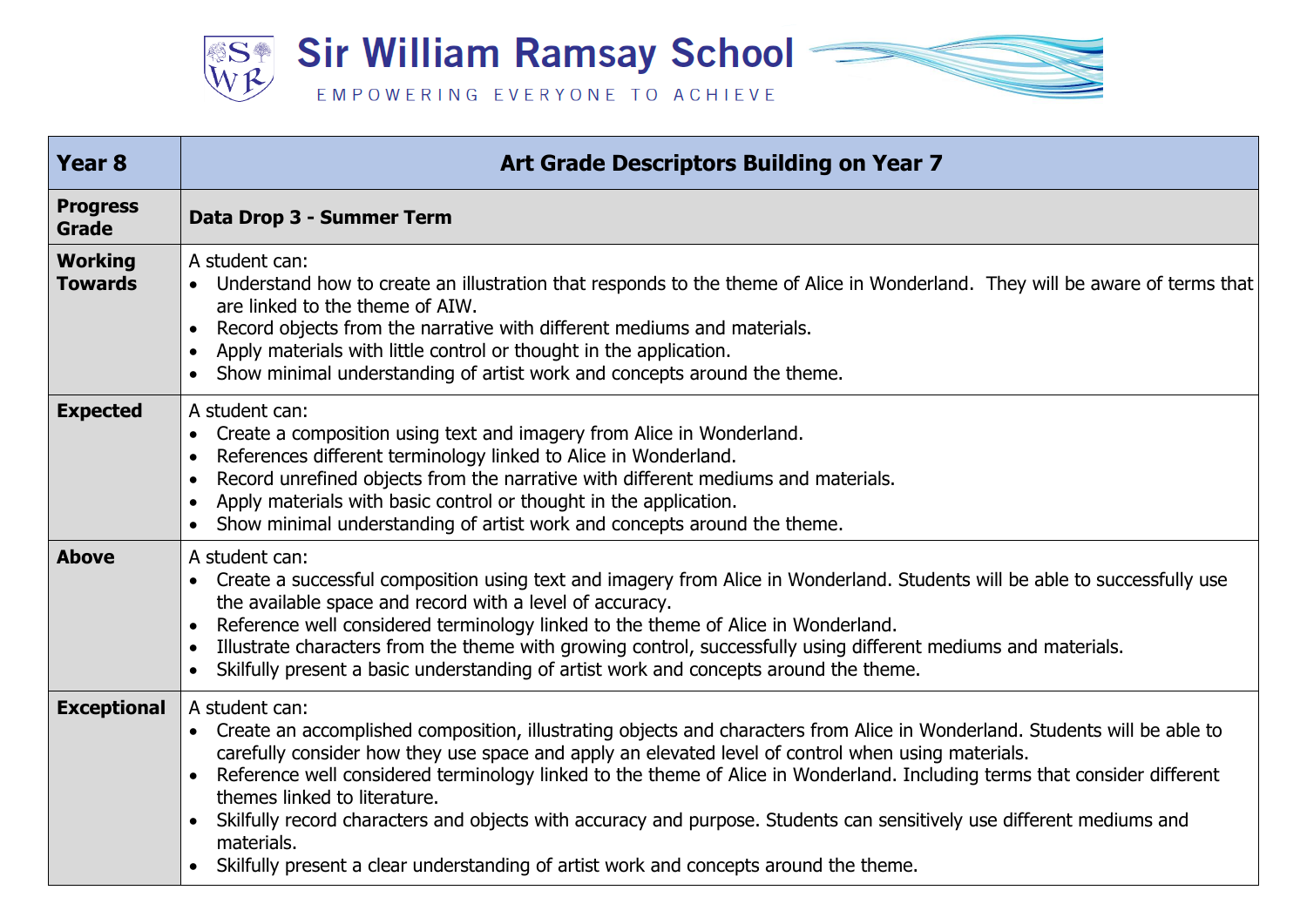# Sir William Ramsay School

EMPOWERING EVERYONE TO ACHIEVE

| **Year 8** | **Art Grade Descriptors Building on Year 7** |
| --- | --- |
| **Progress Grade** | **Data Drop 3 - Summer Term** |
| **Working Towards** | A student can:<br>• Understand how to create an illustration that responds to the theme of Alice in Wonderland. They will be aware of terms that are linked to the theme of AIW.<br>• Record objects from the narrative with different mediums and materials.<br>• Apply materials with little control or thought in the application.<br>• Show minimal understanding of artist work and concepts around the theme. |
| **Expected** | A student can:<br>• Create a composition using text and imagery from Alice in Wonderland.<br>• References different terminology linked to Alice in Wonderland.<br>• Record unrefined objects from the narrative with different mediums and materials.<br>• Apply materials with basic control or thought in the application.<br>• Show minimal understanding of artist work and concepts around the theme. |
| **Above** | A student can:<br>• Create a successful composition using text and imagery from Alice in Wonderland. Students will be able to successfully use the available space and record with a level of accuracy.<br>• Reference well considered terminology linked to the theme of Alice in Wonderland.<br>• Illustrate characters from the theme with growing control, successfully using different mediums and materials.<br>• Skilfully present a basic understanding of artist work and concepts around the theme. |
| **Exceptional** | A student can:<br>• Create an accomplished composition, illustrating objects and characters from Alice in Wonderland. Students will be able to carefully consider how they use space and apply an elevated level of control when using materials.<br>• Reference well considered terminology linked to the theme of Alice in Wonderland. Including terms that consider different themes linked to literature.<br>• Skilfully record characters and objects with accuracy and purpose. Students can sensitively use different mediums and materials.<br>• Skilfully present a clear understanding of artist work and concepts around the theme. |